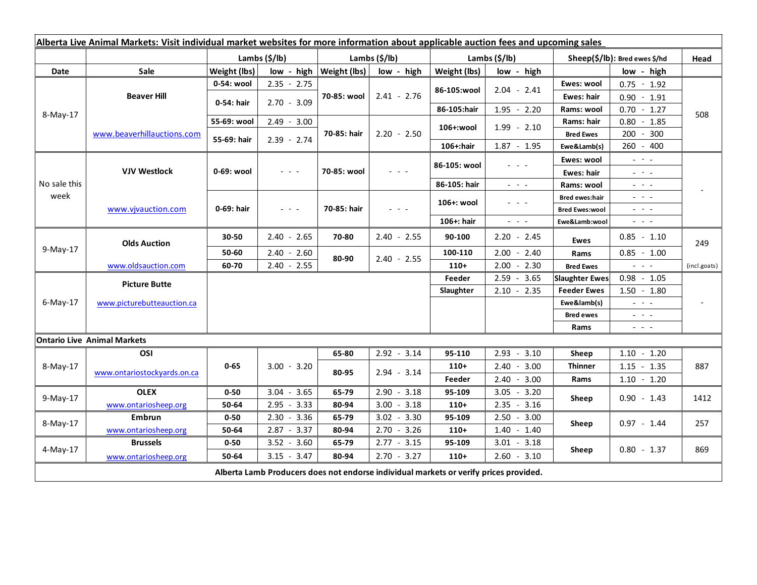**Alberta Live Animal Markets: Visit individual market websites for more information about applicable auction fees and upcoming sales**

| | | Lambs ($/lb) | | Lambs ($/lb) | | Lambs ($/lb) | | Sheep($/lb): Bred ewes $/hd | | Head |
|---|---|---|---|---|---|---|---|---|---|---|
| Date | Sale | Weight (lbs) | low - high | Weight (lbs) | low - high | Weight (lbs) | low - high | | low - high | |
| 8-May-17 | Beaver Hill | 0-54: wool | 2.35 - 2.75 | 70-85: wool | 2.41 - 2.76 | 86-105:wool | 2.04 - 2.41 | Ewes: wool | 0.75 - 1.92 | 508 |
| | | 0-54: hair | 2.70 - 3.09 | | | | | Ewes: hair | 0.90 - 1.91 | |
| | | | | | | 86-105:hair | 1.95 - 2.20 | Rams: wool | 0.70 - 1.27 | |
| | www.beaverhillauctions.com | 55-69: wool | 2.49 - 3.00 | 70-85: hair | 2.20 - 2.50 | 106+:wool | 1.99 - 2.10 | Rams: hair | 0.80 - 1.85 | |
| | | 55-69: hair | 2.39 - 2.74 | | | | | Bred Ewes | 200 - 300 | |
| | | | | | | 106+:hair | 1.87 - 1.95 | Ewe&Lamb(s) | 260 - 400 | |
| No sale this week | VJV Westlock | 0-69: wool | - - - | 70-85: wool | - - - | 86-105: wool | - - - | Ewes: wool | - - - | - |
| | | | | | | | | Ewes: hair | - - - | |
| | | | | | | 86-105: hair | - - - | Rams: wool | - - - | |
| | www.vjvauction.com | 0-69: hair | - - - | 70-85: hair | - - - | 106+: wool | - - - | Bred ewes:hair | - - - | |
| | | | | | | | | Bred Ewes:wool | - - - | |
| | | | | | | 106+: hair | - - - | Ewe&Lamb:wool | - - - | |
| 9-May-17 | Olds Auction | 30-50 | 2.40 - 2.65 | 70-80 | 2.40 - 2.55 | 90-100 | 2.20 - 2.45 | Ewes | 0.85 - 1.10 | 249 |
| | | 50-60 | 2.40 - 2.60 | 80-90 | 2.40 - 2.55 | 100-110 | 2.00 - 2.40 | Rams | 0.85 - 1.00 | |
| | www.oldsauction.com | 60-70 | 2.40 - 2.55 | | | 110+ | 2.00 - 2.30 | Bred Ewes | - - - | (incl.goats) |
| 6-May-17 | Picture Butte | | | | | Feeder | 2.59 - 3.65 | Slaughter Ewes | 0.98 - 1.05 | - |
| | www.picturebutteauction.ca | | | | | Slaughter | 2.10 - 2.35 | Feeder Ewes | 1.50 - 1.80 | |
| | | | | | | | | Ewe&lamb(s) | - - - | |
| | | | | | | | | Bred ewes | - - - | |
| | | | | | | | | Rams | - - - | |
| **Ontario Live Animal Markets** | | | | | | | | | | |
| 8-May-17 | OSI | 0-65 | 3.00 - 3.20 | 65-80 | 2.92 - 3.14 | 95-110 | 2.93 - 3.10 | Sheep | 1.10 - 1.20 | 887 |
| | www.ontariostockyards.on.ca | | | 80-95 | 2.94 - 3.14 | 110+ | 2.40 - 3.00 | Thinner | 1.15 - 1.35 | |
| | | | | | | Feeder | 2.40 - 3.00 | Rams | 1.10 - 1.20 | |
| 9-May-17 | OLEX | 0-50 | 3.04 - 3.65 | 65-79 | 2.90 - 3.18 | 95-109 | 3.05 - 3.20 | Sheep | 0.90 - 1.43 | 1412 |
| | www.ontariosheep.org | 50-64 | 2.95 - 3.33 | 80-94 | 3.00 - 3.18 | 110+ | 2.35 - 3.16 | | | |
| 8-May-17 | Embrun | 0-50 | 2.30 - 3.36 | 65-79 | 3.02 - 3.30 | 95-109 | 2.50 - 3.00 | Sheep | 0.97 - 1.44 | 257 |
| | www.ontariosheep.org | 50-64 | 2.87 - 3.37 | 80-94 | 2.70 - 3.26 | 110+ | 1.40 - 1.40 | | | |
| 4-May-17 | Brussels | 0-50 | 3.52 - 3.60 | 65-79 | 2.77 - 3.15 | 95-109 | 3.01 - 3.18 | Sheep | 0.80 - 1.37 | 869 |
| | www.ontariosheep.org | 50-64 | 3.15 - 3.47 | 80-94 | 2.70 - 3.27 | 110+ | 2.60 - 3.10 | | | |

**Alberta Lamb Producers does not endorse individual markets or verify prices provided.**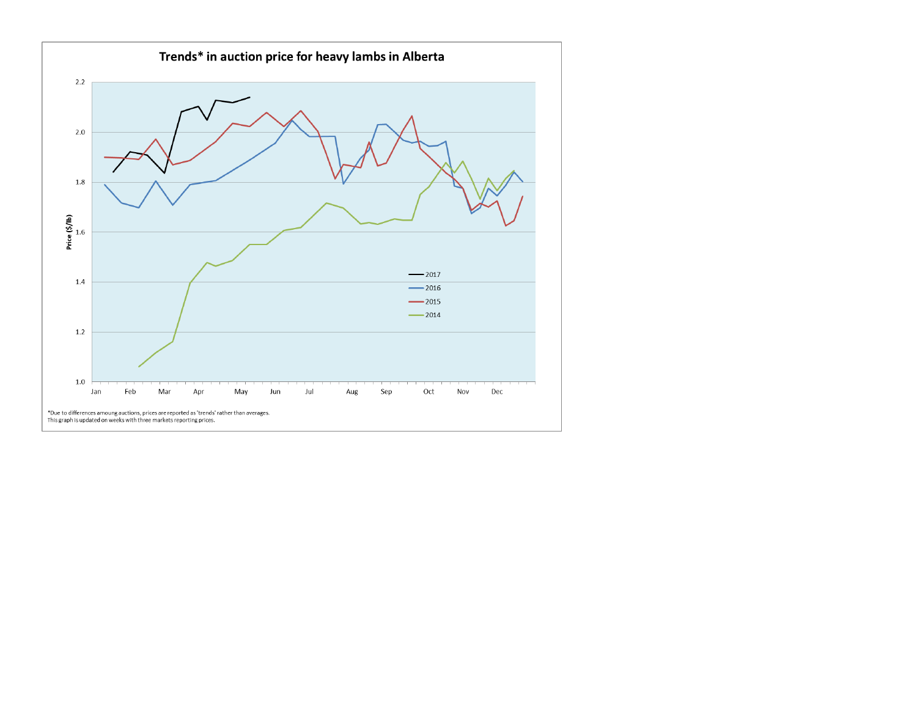# Trends* in auction price for heavy lambs in Alberta

Price ($/lb)

2.2
2.0
1.8
1.6
1.4
1.2
1.0

Jan Feb Mar Apr May Jun Jul Aug Sep Oct Nov Dec

2017
2016
2015
2014

*Due to differences amoung auctions, prices are reported as 'trends' rather than averages.
This graph is updated on weeks with three markets reporting prices.